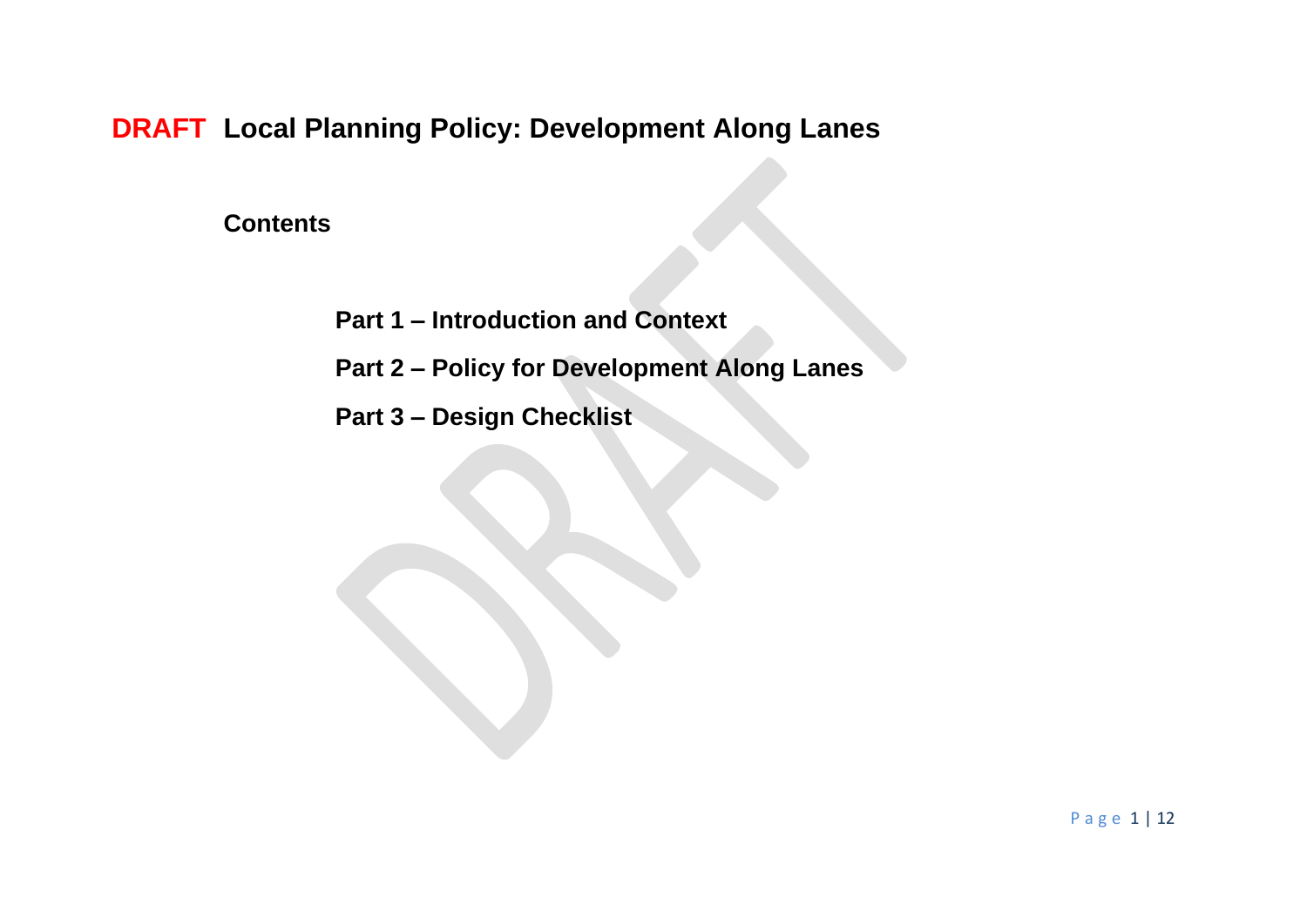# DRAFT Local Planning Policy: Development Along Lanes

## Contents

**Part 1 – Introduction and Context**

**Part 2 – Policy for Development Along Lanes**

**Part 3 – Design Checklist**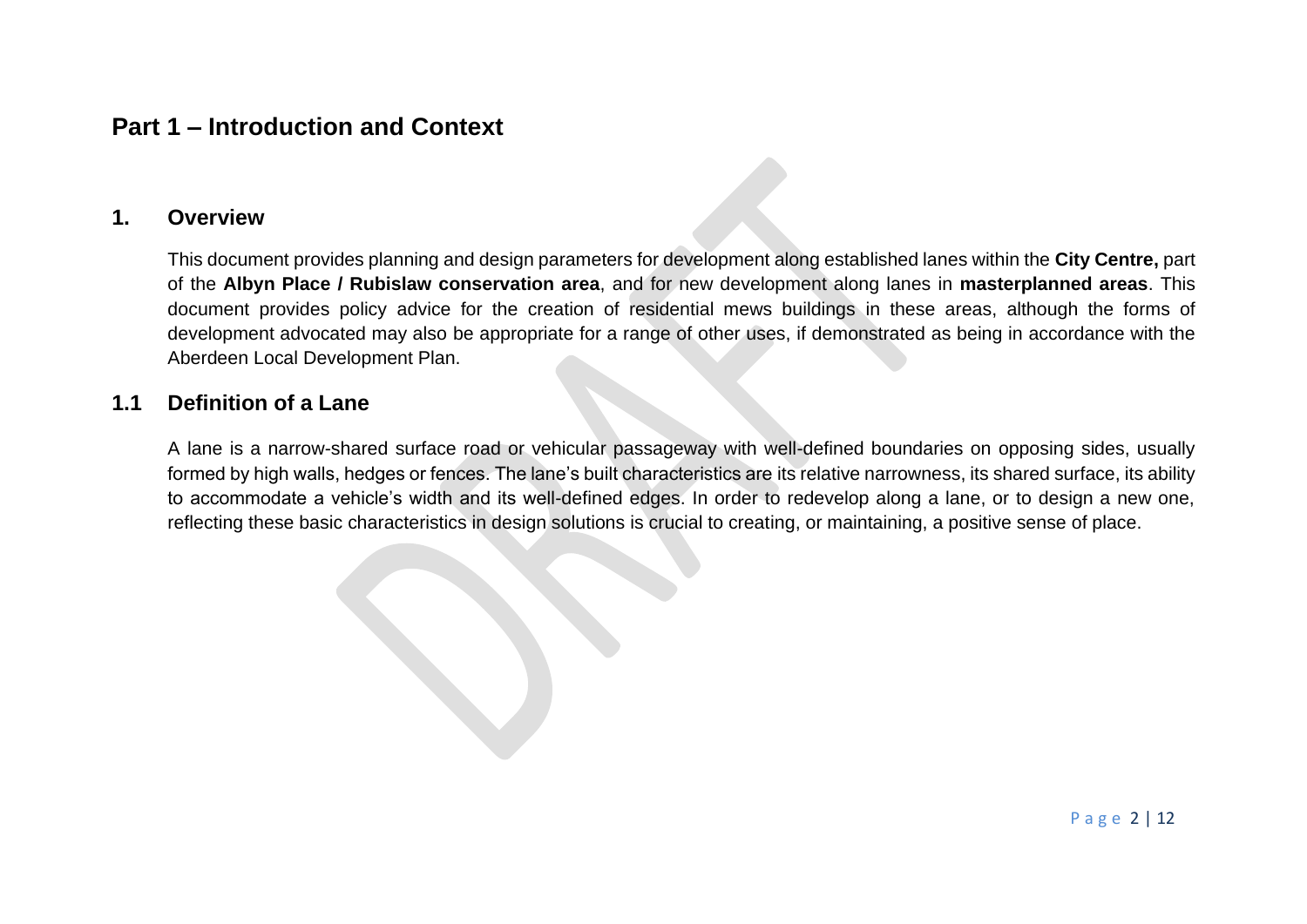# Part 1 – Introduction and Context

## 1. Overview

This document provides planning and design parameters for development along established lanes within the **City Centre,** part of the **Albyn Place / Rubislaw conservation area**, and for new development along lanes in **masterplanned areas**. This document provides policy advice for the creation of residential mews buildings in these areas, although the forms of development advocated may also be appropriate for a range of other uses, if demonstrated as being in accordance with the Aberdeen Local Development Plan.

## 1.1 Definition of a Lane

A lane is a narrow-shared surface road or vehicular passageway with well-defined boundaries on opposing sides, usually formed by high walls, hedges or fences. The lane's built characteristics are its relative narrowness, its shared surface, its ability to accommodate a vehicle's width and its well-defined edges. In order to redevelop along a lane, or to design a new one, reflecting these basic characteristics in design solutions is crucial to creating, or maintaining, a positive sense of place.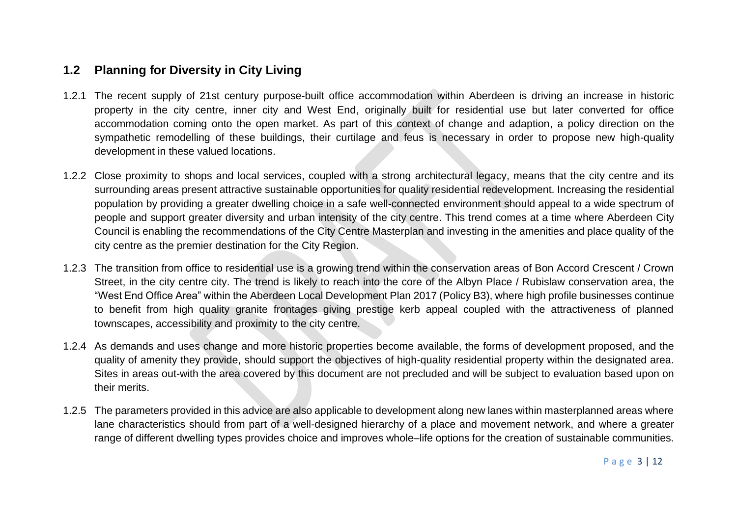## 1.2 Planning for Diversity in City Living

1.2.1 The recent supply of 21st century purpose-built office accommodation within Aberdeen is driving an increase in historic property in the city centre, inner city and West End, originally built for residential use but later converted for office accommodation coming onto the open market. As part of this context of change and adaption, a policy direction on the sympathetic remodelling of these buildings, their curtilage and feus is necessary in order to propose new high-quality development in these valued locations.

1.2.2 Close proximity to shops and local services, coupled with a strong architectural legacy, means that the city centre and its surrounding areas present attractive sustainable opportunities for quality residential redevelopment. Increasing the residential population by providing a greater dwelling choice in a safe well-connected environment should appeal to a wide spectrum of people and support greater diversity and urban intensity of the city centre. This trend comes at a time where Aberdeen City Council is enabling the recommendations of the City Centre Masterplan and investing in the amenities and place quality of the city centre as the premier destination for the City Region.

1.2.3 The transition from office to residential use is a growing trend within the conservation areas of Bon Accord Crescent / Crown Street, in the city centre city. The trend is likely to reach into the core of the Albyn Place / Rubislaw conservation area, the "West End Office Area" within the Aberdeen Local Development Plan 2017 (Policy B3), where high profile businesses continue to benefit from high quality granite frontages giving prestige kerb appeal coupled with the attractiveness of planned townscapes, accessibility and proximity to the city centre.

1.2.4 As demands and uses change and more historic properties become available, the forms of development proposed, and the quality of amenity they provide, should support the objectives of high-quality residential property within the designated area. Sites in areas out-with the area covered by this document are not precluded and will be subject to evaluation based upon on their merits.

1.2.5 The parameters provided in this advice are also applicable to development along new lanes within masterplanned areas where lane characteristics should from part of a well-designed hierarchy of a place and movement network, and where a greater range of different dwelling types provides choice and improves whole–life options for the creation of sustainable communities.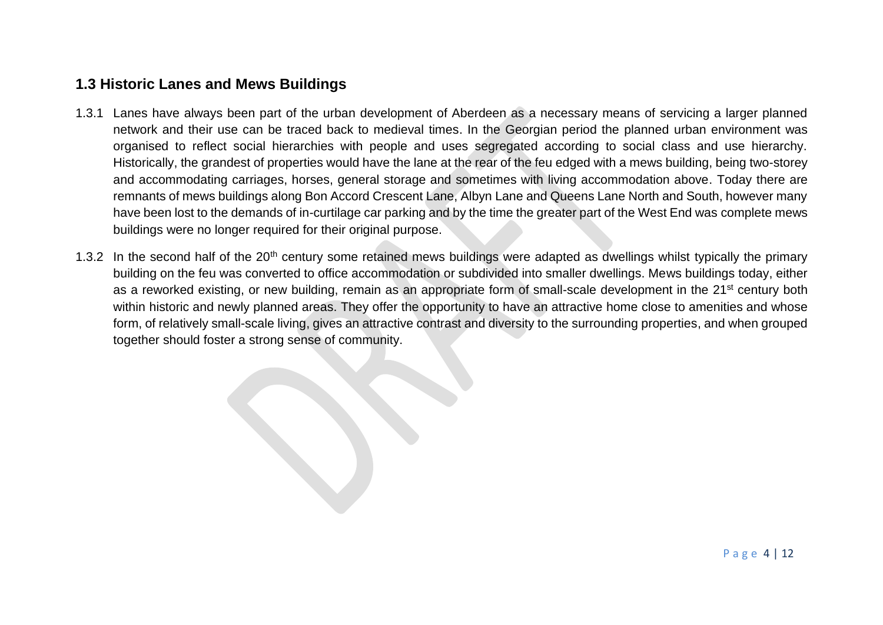## 1.3 Historic Lanes and Mews Buildings

1.3.1 Lanes have always been part of the urban development of Aberdeen as a necessary means of servicing a larger planned network and their use can be traced back to medieval times. In the Georgian period the planned urban environment was organised to reflect social hierarchies with people and uses segregated according to social class and use hierarchy. Historically, the grandest of properties would have the lane at the rear of the feu edged with a mews building, being two-storey and accommodating carriages, horses, general storage and sometimes with living accommodation above. Today there are remnants of mews buildings along Bon Accord Crescent Lane, Albyn Lane and Queens Lane North and South, however many have been lost to the demands of in-curtilage car parking and by the time the greater part of the West End was complete mews buildings were no longer required for their original purpose.

1.3.2 In the second half of the 20th century some retained mews buildings were adapted as dwellings whilst typically the primary building on the feu was converted to office accommodation or subdivided into smaller dwellings. Mews buildings today, either as a reworked existing, or new building, remain as an appropriate form of small-scale development in the 21st century both within historic and newly planned areas. They offer the opportunity to have an attractive home close to amenities and whose form, of relatively small-scale living, gives an attractive contrast and diversity to the surrounding properties, and when grouped together should foster a strong sense of community.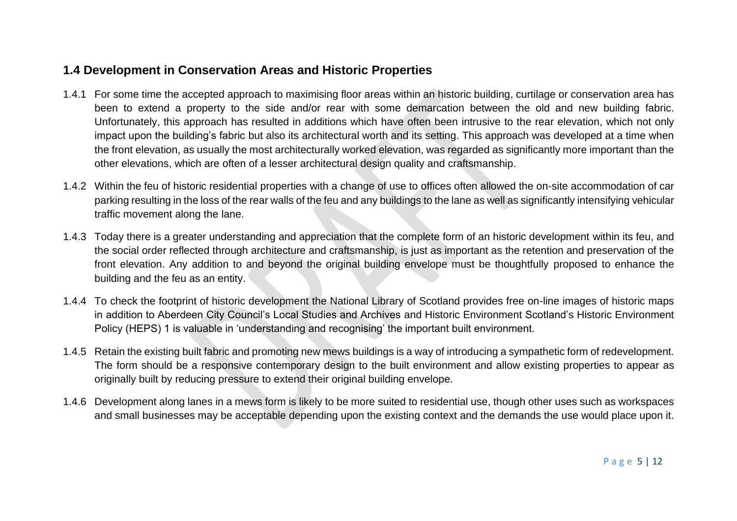## 1.4 Development in Conservation Areas and Historic Properties

1.4.1 For some time the accepted approach to maximising floor areas within an historic building, curtilage or conservation area has been to extend a property to the side and/or rear with some demarcation between the old and new building fabric. Unfortunately, this approach has resulted in additions which have often been intrusive to the rear elevation, which not only impact upon the building's fabric but also its architectural worth and its setting. This approach was developed at a time when the front elevation, as usually the most architecturally worked elevation, was regarded as significantly more important than the other elevations, which are often of a lesser architectural design quality and craftsmanship.

1.4.2 Within the feu of historic residential properties with a change of use to offices often allowed the on-site accommodation of car parking resulting in the loss of the rear walls of the feu and any buildings to the lane as well as significantly intensifying vehicular traffic movement along the lane.

1.4.3 Today there is a greater understanding and appreciation that the complete form of an historic development within its feu, and the social order reflected through architecture and craftsmanship, is just as important as the retention and preservation of the front elevation. Any addition to and beyond the original building envelope must be thoughtfully proposed to enhance the building and the feu as an entity.

1.4.4 To check the footprint of historic development the National Library of Scotland provides free on-line images of historic maps in addition to Aberdeen City Council's Local Studies and Archives and Historic Environment Scotland's Historic Environment Policy (HEPS) 1 is valuable in 'understanding and recognising' the important built environment.

1.4.5 Retain the existing built fabric and promoting new mews buildings is a way of introducing a sympathetic form of redevelopment. The form should be a responsive contemporary design to the built environment and allow existing properties to appear as originally built by reducing pressure to extend their original building envelope.

1.4.6 Development along lanes in a mews form is likely to be more suited to residential use, though other uses such as workspaces and small businesses may be acceptable depending upon the existing context and the demands the use would place upon it.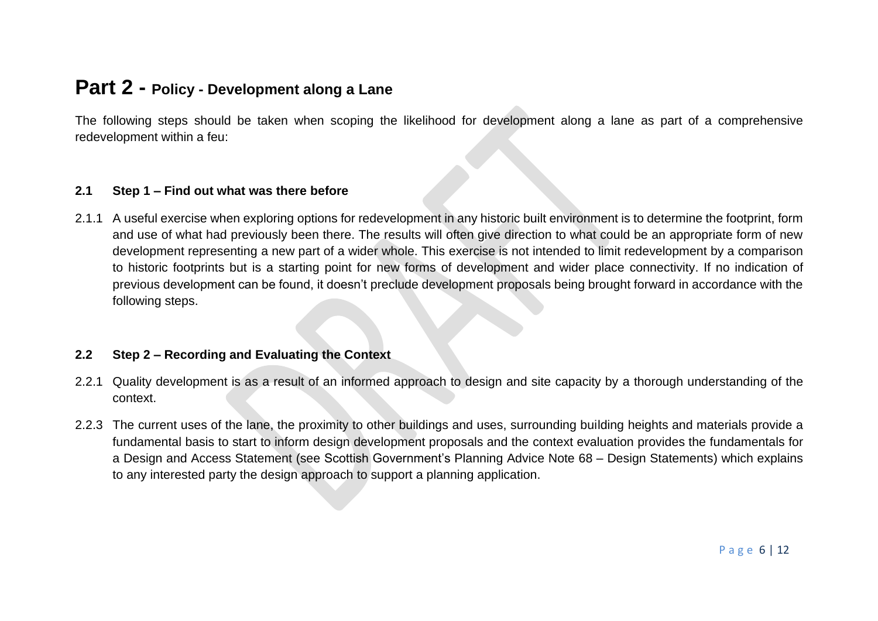# Part 2 - Policy - Development along a Lane

The following steps should be taken when scoping the likelihood for development along a lane as part of a comprehensive redevelopment within a feu:

## 2.1 Step 1 – Find out what was there before

2.1.1 A useful exercise when exploring options for redevelopment in any historic built environment is to determine the footprint, form and use of what had previously been there. The results will often give direction to what could be an appropriate form of new development representing a new part of a wider whole. This exercise is not intended to limit redevelopment by a comparison to historic footprints but is a starting point for new forms of development and wider place connectivity. If no indication of previous development can be found, it doesn't preclude development proposals being brought forward in accordance with the following steps.

## 2.2 Step 2 – Recording and Evaluating the Context

2.2.1 Quality development is as a result of an informed approach to design and site capacity by a thorough understanding of the context.

2.2.3 The current uses of the lane, the proximity to other buildings and uses, surrounding building heights and materials provide a fundamental basis to start to inform design development proposals and the context evaluation provides the fundamentals for a Design and Access Statement (see Scottish Government's Planning Advice Note 68 – Design Statements) which explains to any interested party the design approach to support a planning application.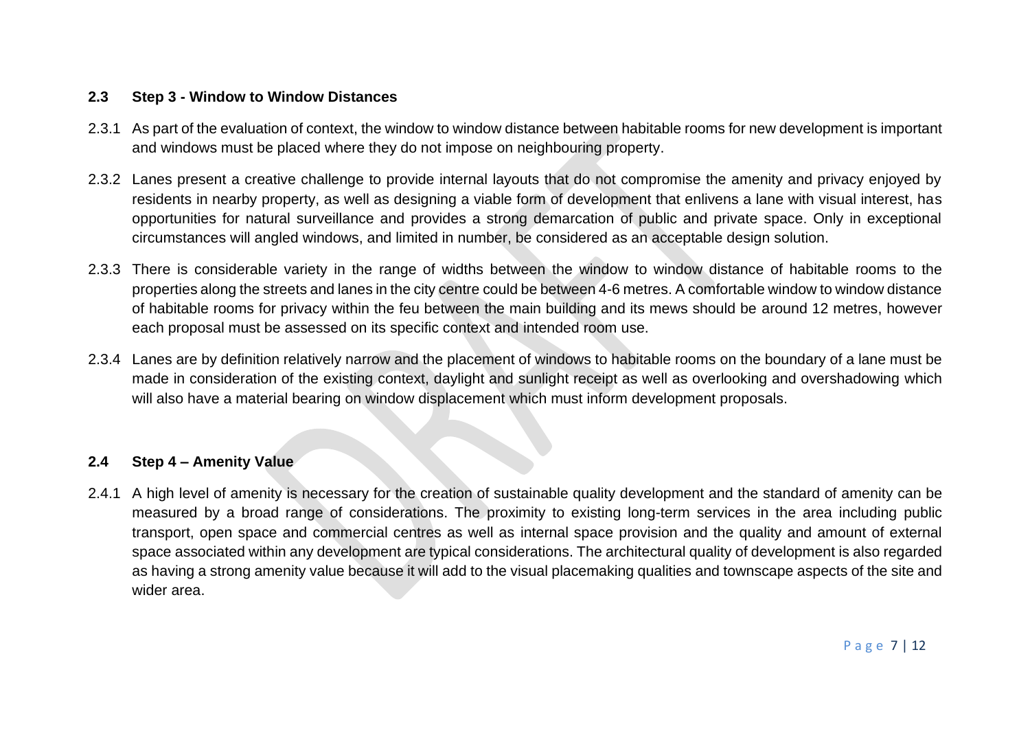## 2.3 Step 3 - Window to Window Distances

2.3.1 As part of the evaluation of context, the window to window distance between habitable rooms for new development is important and windows must be placed where they do not impose on neighbouring property.

2.3.2 Lanes present a creative challenge to provide internal layouts that do not compromise the amenity and privacy enjoyed by residents in nearby property, as well as designing a viable form of development that enlivens a lane with visual interest, has opportunities for natural surveillance and provides a strong demarcation of public and private space. Only in exceptional circumstances will angled windows, and limited in number, be considered as an acceptable design solution.

2.3.3 There is considerable variety in the range of widths between the window to window distance of habitable rooms to the properties along the streets and lanes in the city centre could be between 4-6 metres. A comfortable window to window distance of habitable rooms for privacy within the feu between the main building and its mews should be around 12 metres, however each proposal must be assessed on its specific context and intended room use.

2.3.4 Lanes are by definition relatively narrow and the placement of windows to habitable rooms on the boundary of a lane must be made in consideration of the existing context, daylight and sunlight receipt as well as overlooking and overshadowing which will also have a material bearing on window displacement which must inform development proposals.

## 2.4 Step 4 – Amenity Value

2.4.1 A high level of amenity is necessary for the creation of sustainable quality development and the standard of amenity can be measured by a broad range of considerations. The proximity to existing long-term services in the area including public transport, open space and commercial centres as well as internal space provision and the quality and amount of external space associated within any development are typical considerations. The architectural quality of development is also regarded as having a strong amenity value because it will add to the visual placemaking qualities and townscape aspects of the site and wider area.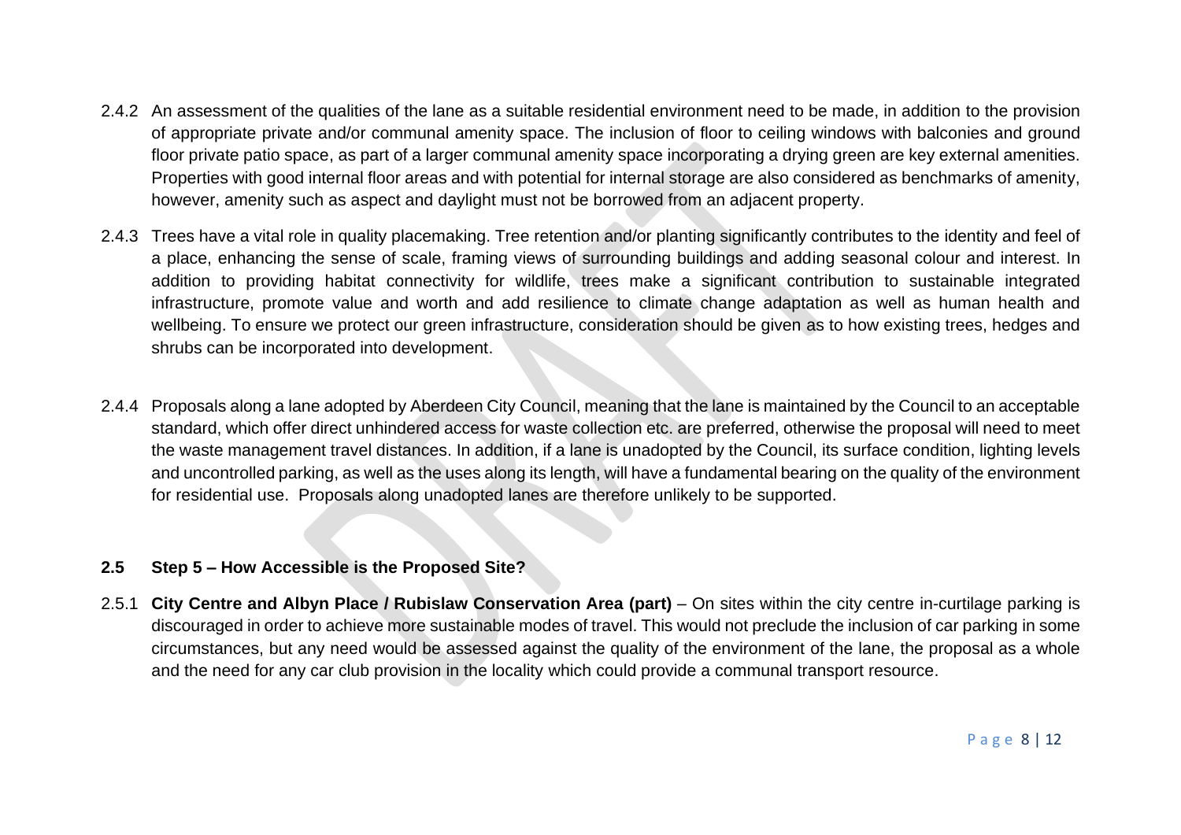2.4.2 An assessment of the qualities of the lane as a suitable residential environment need to be made, in addition to the provision of appropriate private and/or communal amenity space. The inclusion of floor to ceiling windows with balconies and ground floor private patio space, as part of a larger communal amenity space incorporating a drying green are key external amenities. Properties with good internal floor areas and with potential for internal storage are also considered as benchmarks of amenity, however, amenity such as aspect and daylight must not be borrowed from an adjacent property.

2.4.3 Trees have a vital role in quality placemaking. Tree retention and/or planting significantly contributes to the identity and feel of a place, enhancing the sense of scale, framing views of surrounding buildings and adding seasonal colour and interest. In addition to providing habitat connectivity for wildlife, trees make a significant contribution to sustainable integrated infrastructure, promote value and worth and add resilience to climate change adaptation as well as human health and wellbeing. To ensure we protect our green infrastructure, consideration should be given as to how existing trees, hedges and shrubs can be incorporated into development.

2.4.4 Proposals along a lane adopted by Aberdeen City Council, meaning that the lane is maintained by the Council to an acceptable standard, which offer direct unhindered access for waste collection etc. are preferred, otherwise the proposal will need to meet the waste management travel distances. In addition, if a lane is unadopted by the Council, its surface condition, lighting levels and uncontrolled parking, as well as the uses along its length, will have a fundamental bearing on the quality of the environment for residential use. Proposals along unadopted lanes are therefore unlikely to be supported.

## 2.5 Step 5 – How Accessible is the Proposed Site?

2.5.1 **City Centre and Albyn Place / Rubislaw Conservation Area (part)** – On sites within the city centre in-curtilage parking is discouraged in order to achieve more sustainable modes of travel. This would not preclude the inclusion of car parking in some circumstances, but any need would be assessed against the quality of the environment of the lane, the proposal as a whole and the need for any car club provision in the locality which could provide a communal transport resource.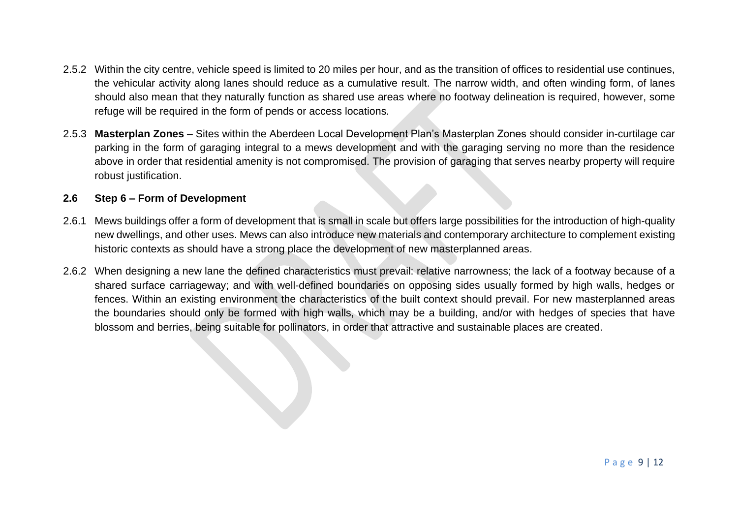2.5.2 Within the city centre, vehicle speed is limited to 20 miles per hour, and as the transition of offices to residential use continues, the vehicular activity along lanes should reduce as a cumulative result. The narrow width, and often winding form, of lanes should also mean that they naturally function as shared use areas where no footway delineation is required, however, some refuge will be required in the form of pends or access locations.

2.5.3 **Masterplan Zones** – Sites within the Aberdeen Local Development Plan's Masterplan Zones should consider in-curtilage car parking in the form of garaging integral to a mews development and with the garaging serving no more than the residence above in order that residential amenity is not compromised. The provision of garaging that serves nearby property will require robust justification.

## 2.6 Step 6 – Form of Development

2.6.1 Mews buildings offer a form of development that is small in scale but offers large possibilities for the introduction of high-quality new dwellings, and other uses. Mews can also introduce new materials and contemporary architecture to complement existing historic contexts as should have a strong place the development of new masterplanned areas.

2.6.2 When designing a new lane the defined characteristics must prevail: relative narrowness; the lack of a footway because of a shared surface carriageway; and with well-defined boundaries on opposing sides usually formed by high walls, hedges or fences. Within an existing environment the characteristics of the built context should prevail. For new masterplanned areas the boundaries should only be formed with high walls, which may be a building, and/or with hedges of species that have blossom and berries, being suitable for pollinators, in order that attractive and sustainable places are created.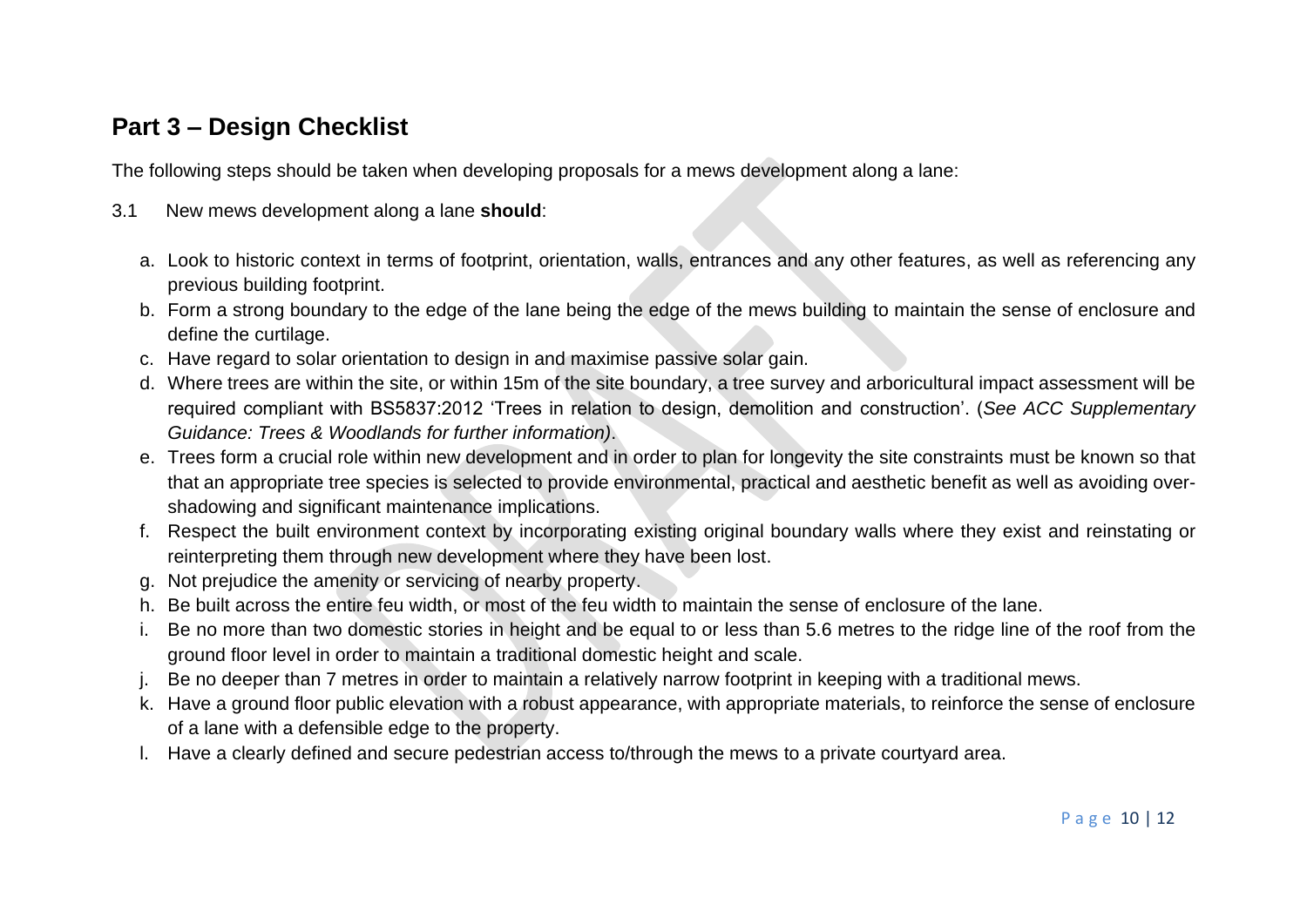## Part 3 – Design Checklist

The following steps should be taken when developing proposals for a mews development along a lane:

3.1 New mews development along a lane **should**:

a. Look to historic context in terms of footprint, orientation, walls, entrances and any other features, as well as referencing any previous building footprint.
b. Form a strong boundary to the edge of the lane being the edge of the mews building to maintain the sense of enclosure and define the curtilage.
c. Have regard to solar orientation to design in and maximise passive solar gain.
d. Where trees are within the site, or within 15m of the site boundary, a tree survey and arboricultural impact assessment will be required compliant with BS5837:2012 'Trees in relation to design, demolition and construction'. (*See ACC Supplementary Guidance: Trees & Woodlands for further information)*.
e. Trees form a crucial role within new development and in order to plan for longevity the site constraints must be known so that that an appropriate tree species is selected to provide environmental, practical and aesthetic benefit as well as avoiding over-shadowing and significant maintenance implications.
f. Respect the built environment context by incorporating existing original boundary walls where they exist and reinstating or reinterpreting them through new development where they have been lost.
g. Not prejudice the amenity or servicing of nearby property.
h. Be built across the entire feu width, or most of the feu width to maintain the sense of enclosure of the lane.
i. Be no more than two domestic stories in height and be equal to or less than 5.6 metres to the ridge line of the roof from the ground floor level in order to maintain a traditional domestic height and scale.
j. Be no deeper than 7 metres in order to maintain a relatively narrow footprint in keeping with a traditional mews.
k. Have a ground floor public elevation with a robust appearance, with appropriate materials, to reinforce the sense of enclosure of a lane with a defensible edge to the property.
l. Have a clearly defined and secure pedestrian access to/through the mews to a private courtyard area.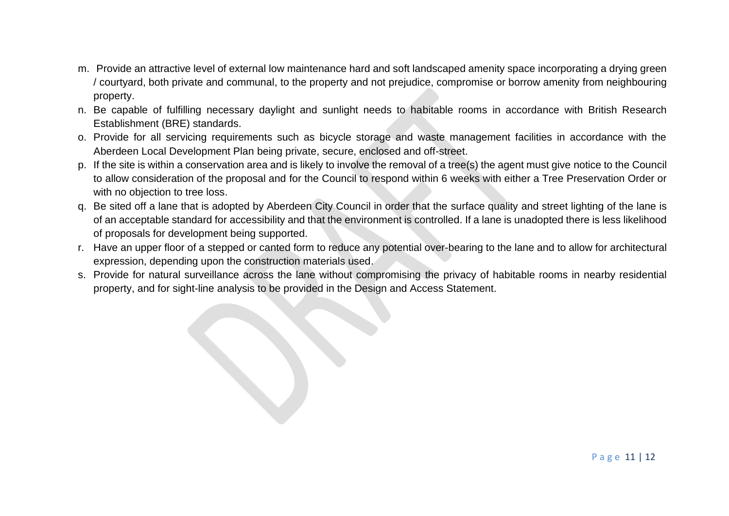m. Provide an attractive level of external low maintenance hard and soft landscaped amenity space incorporating a drying green / courtyard, both private and communal, to the property and not prejudice, compromise or borrow amenity from neighbouring property.
n. Be capable of fulfilling necessary daylight and sunlight needs to habitable rooms in accordance with British Research Establishment (BRE) standards.
o. Provide for all servicing requirements such as bicycle storage and waste management facilities in accordance with the Aberdeen Local Development Plan being private, secure, enclosed and off-street.
p. If the site is within a conservation area and is likely to involve the removal of a tree(s) the agent must give notice to the Council to allow consideration of the proposal and for the Council to respond within 6 weeks with either a Tree Preservation Order or with no objection to tree loss.
q. Be sited off a lane that is adopted by Aberdeen City Council in order that the surface quality and street lighting of the lane is of an acceptable standard for accessibility and that the environment is controlled. If a lane is unadopted there is less likelihood of proposals for development being supported.
r. Have an upper floor of a stepped or canted form to reduce any potential over-bearing to the lane and to allow for architectural expression, depending upon the construction materials used.
s. Provide for natural surveillance across the lane without compromising the privacy of habitable rooms in nearby residential property, and for sight-line analysis to be provided in the Design and Access Statement.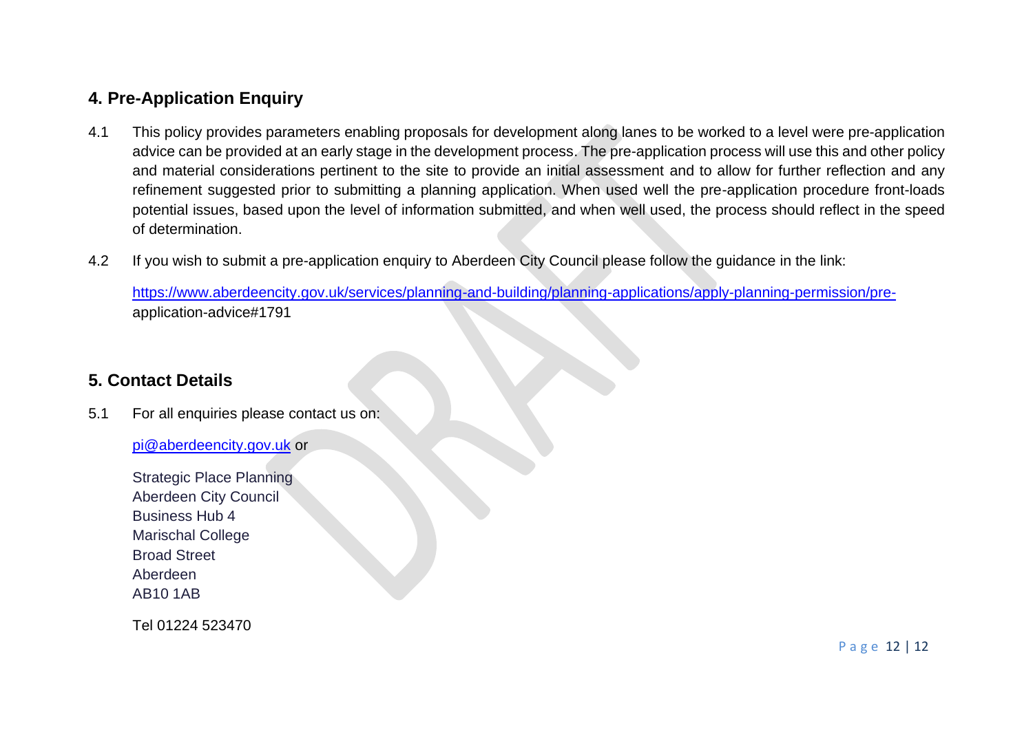## 4. Pre-Application Enquiry

4.1 This policy provides parameters enabling proposals for development along lanes to be worked to a level were pre-application advice can be provided at an early stage in the development process. The pre-application process will use this and other policy and material considerations pertinent to the site to provide an initial assessment and to allow for further reflection and any refinement suggested prior to submitting a planning application. When used well the pre-application procedure front-loads potential issues, based upon the level of information submitted, and when well used, the process should reflect in the speed of determination.

4.2 If you wish to submit a pre-application enquiry to Aberdeen City Council please follow the guidance in the link:

https://www.aberdeencity.gov.uk/services/planning-and-building/planning-applications/apply-planning-permission/pre-application-advice#1791

## 5. Contact Details

5.1 For all enquiries please contact us on:

pi@aberdeencity.gov.uk or

Strategic Place Planning
Aberdeen City Council
Business Hub 4
Marischal College
Broad Street
Aberdeen
AB10 1AB

Tel 01224 523470